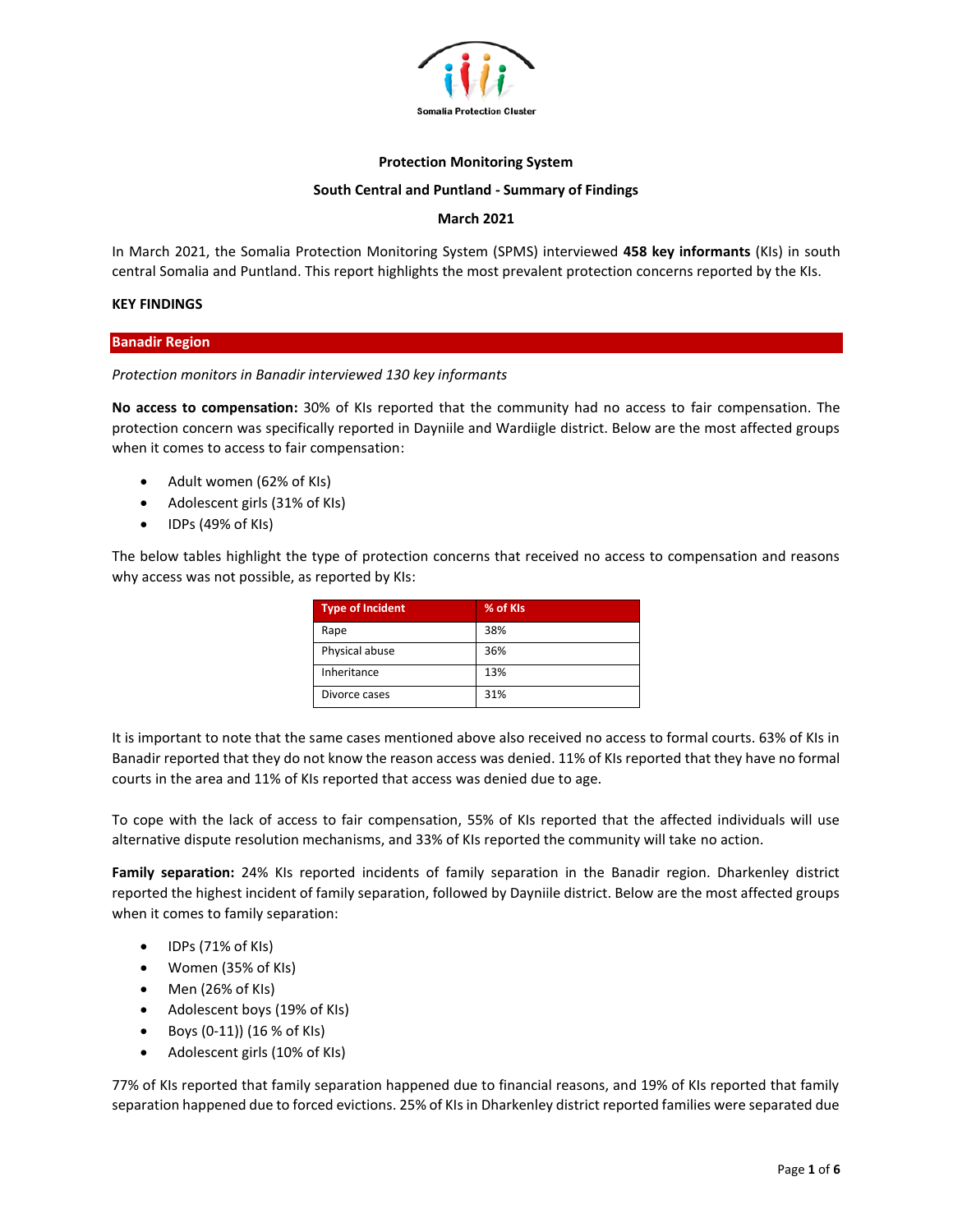Somalia Protection Cluster

**Protection Monitoring System**

**South Central and Puntland - Summary of Findings**

**March 2021**

In March 2021, the Somalia Protection Monitoring System (SPMS) interviewed **458 key informants** (KIs) in south central Somalia and Puntland. This report highlights the most prevalent protection concerns reported by the KIs.

**KEY FINDINGS**

## Banadir Region

*Protection monitors in Banadir interviewed 130 key informants*

**No access to compensation:** 30% of KIs reported that the community had no access to fair compensation. The protection concern was specifically reported in Dayniile and Wardiigle district. Below are the most affected groups when it comes to access to fair compensation:

- Adult women (62% of KIs)
- Adolescent girls (31% of KIs)
- IDPs (49% of KIs)

The below tables highlight the type of protection concerns that received no access to compensation and reasons why access was not possible, as reported by KIs:

| Type of Incident | % of KIs |
|---|---|
| Rape | 38% |
| Physical abuse | 36% |
| Inheritance | 13% |
| Divorce cases | 31% |

It is important to note that the same cases mentioned above also received no access to formal courts. 63% of KIs in Banadir reported that they do not know the reason access was denied. 11% of KIs reported that they have no formal courts in the area and 11% of KIs reported that access was denied due to age.

To cope with the lack of access to fair compensation, 55% of KIs reported that the affected individuals will use alternative dispute resolution mechanisms, and 33% of KIs reported the community will take no action.

**Family separation:** 24% KIs reported incidents of family separation in the Banadir region. Dharkenley district reported the highest incident of family separation, followed by Dayniile district. Below are the most affected groups when it comes to family separation:

- IDPs (71% of KIs)
- Women (35% of KIs)
- Men (26% of KIs)
- Adolescent boys (19% of KIs)
- Boys (0-11)) (16 % of KIs)
- Adolescent girls (10% of KIs)

77% of KIs reported that family separation happened due to financial reasons, and 19% of KIs reported that family separation happened due to forced evictions. 25% of KIs in Dharkenley district reported families were separated due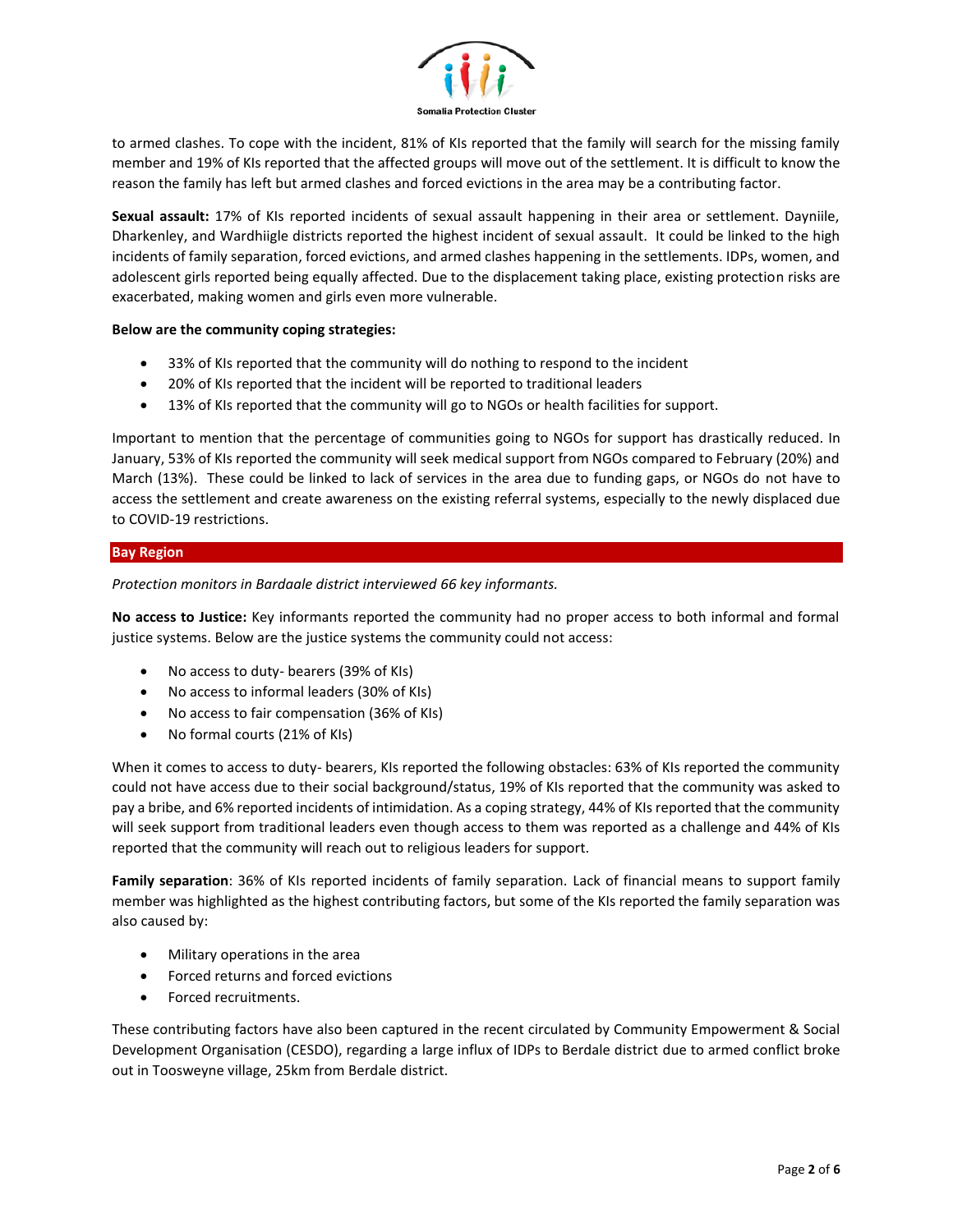to armed clashes. To cope with the incident, 81% of KIs reported that the family will search for the missing family member and 19% of KIs reported that the affected groups will move out of the settlement. It is difficult to know the reason the family has left but armed clashes and forced evictions in the area may be a contributing factor.

**Sexual assault:** 17% of KIs reported incidents of sexual assault happening in their area or settlement. Dayniile, Dharkenley, and Wardhiigle districts reported the highest incident of sexual assault. It could be linked to the high incidents of family separation, forced evictions, and armed clashes happening in the settlements. IDPs, women, and adolescent girls reported being equally affected. Due to the displacement taking place, existing protection risks are exacerbated, making women and girls even more vulnerable.

**Below are the community coping strategies:**

- 33% of KIs reported that the community will do nothing to respond to the incident
- 20% of KIs reported that the incident will be reported to traditional leaders
- 13% of KIs reported that the community will go to NGOs or health facilities for support.

Important to mention that the percentage of communities going to NGOs for support has drastically reduced. In January, 53% of KIs reported the community will seek medical support from NGOs compared to February (20%) and March (13%). These could be linked to lack of services in the area due to funding gaps, or NGOs do not have to access the settlement and create awareness on the existing referral systems, especially to the newly displaced due to COVID-19 restrictions.

## Bay Region

*Protection monitors in Bardaale district interviewed 66 key informants.*

**No access to Justice:** Key informants reported the community had no proper access to both informal and formal justice systems. Below are the justice systems the community could not access:

- No access to duty- bearers (39% of KIs)
- No access to informal leaders (30% of KIs)
- No access to fair compensation (36% of KIs)
- No formal courts (21% of KIs)

When it comes to access to duty- bearers, KIs reported the following obstacles: 63% of KIs reported the community could not have access due to their social background/status, 19% of KIs reported that the community was asked to pay a bribe, and 6% reported incidents of intimidation. As a coping strategy, 44% of KIs reported that the community will seek support from traditional leaders even though access to them was reported as a challenge and 44% of KIs reported that the community will reach out to religious leaders for support.

**Family separation**: 36% of KIs reported incidents of family separation. Lack of financial means to support family member was highlighted as the highest contributing factors, but some of the KIs reported the family separation was also caused by:

- Military operations in the area
- Forced returns and forced evictions
- Forced recruitments.

These contributing factors have also been captured in the recent circulated by Community Empowerment & Social Development Organisation (CESDO), regarding a large influx of IDPs to Berdale district due to armed conflict broke out in Tooswеyne village, 25km from Berdale district.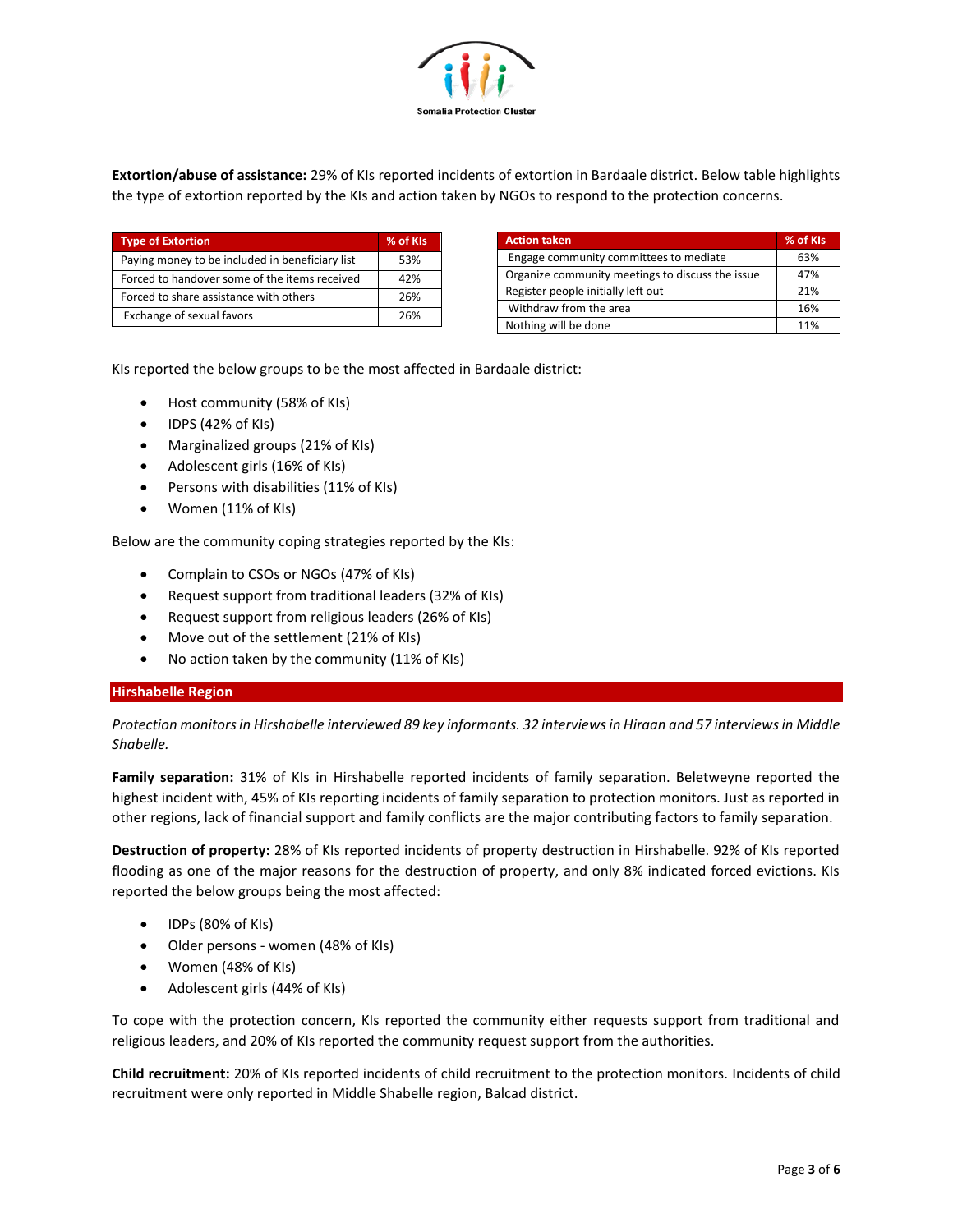**Extortion/abuse of assistance:** 29% of KIs reported incidents of extortion in Bardaale district. Below table highlights the type of extortion reported by the KIs and action taken by NGOs to respond to the protection concerns.

| Type of Extortion | % of KIs |
|---|---|
| Paying money to be included in beneficiary list | 53% |
| Forced to handover some of the items received | 42% |
| Forced to share assistance with others | 26% |
| Exchange of sexual favors | 26% |

| Action taken | % of KIs |
|---|---|
| Engage community committees to mediate | 63% |
| Organize community meetings to discuss the issue | 47% |
| Register people initially left out | 21% |
| Withdraw from the area | 16% |
| Nothing will be done | 11% |

KIs reported the below groups to be the most affected in Bardaale district:

- Host community (58% of KIs)
- IDPS (42% of KIs)
- Marginalized groups (21% of KIs)
- Adolescent girls (16% of KIs)
- Persons with disabilities (11% of KIs)
- Women (11% of KIs)

Below are the community coping strategies reported by the KIs:

- Complain to CSOs or NGOs (47% of KIs)
- Request support from traditional leaders (32% of KIs)
- Request support from religious leaders (26% of KIs)
- Move out of the settlement (21% of KIs)
- No action taken by the community (11% of KIs)

## Hirshabelle Region

*Protection monitors in Hirshabelle interviewed 89 key informants. 32 interviews in Hiraan and 57 interviews in Middle Shabelle.*

**Family separation:** 31% of KIs in Hirshabelle reported incidents of family separation. Beletweyne reported the highest incident with, 45% of KIs reporting incidents of family separation to protection monitors. Just as reported in other regions, lack of financial support and family conflicts are the major contributing factors to family separation.

**Destruction of property:** 28% of KIs reported incidents of property destruction in Hirshabelle. 92% of KIs reported flooding as one of the major reasons for the destruction of property, and only 8% indicated forced evictions. KIs reported the below groups being the most affected:

- IDPs (80% of KIs)
- Older persons - women (48% of KIs)
- Women (48% of KIs)
- Adolescent girls (44% of KIs)

To cope with the protection concern, KIs reported the community either requests support from traditional and religious leaders, and 20% of KIs reported the community request support from the authorities.

**Child recruitment:** 20% of KIs reported incidents of child recruitment to the protection monitors. Incidents of child recruitment were only reported in Middle Shabelle region, Balcad district.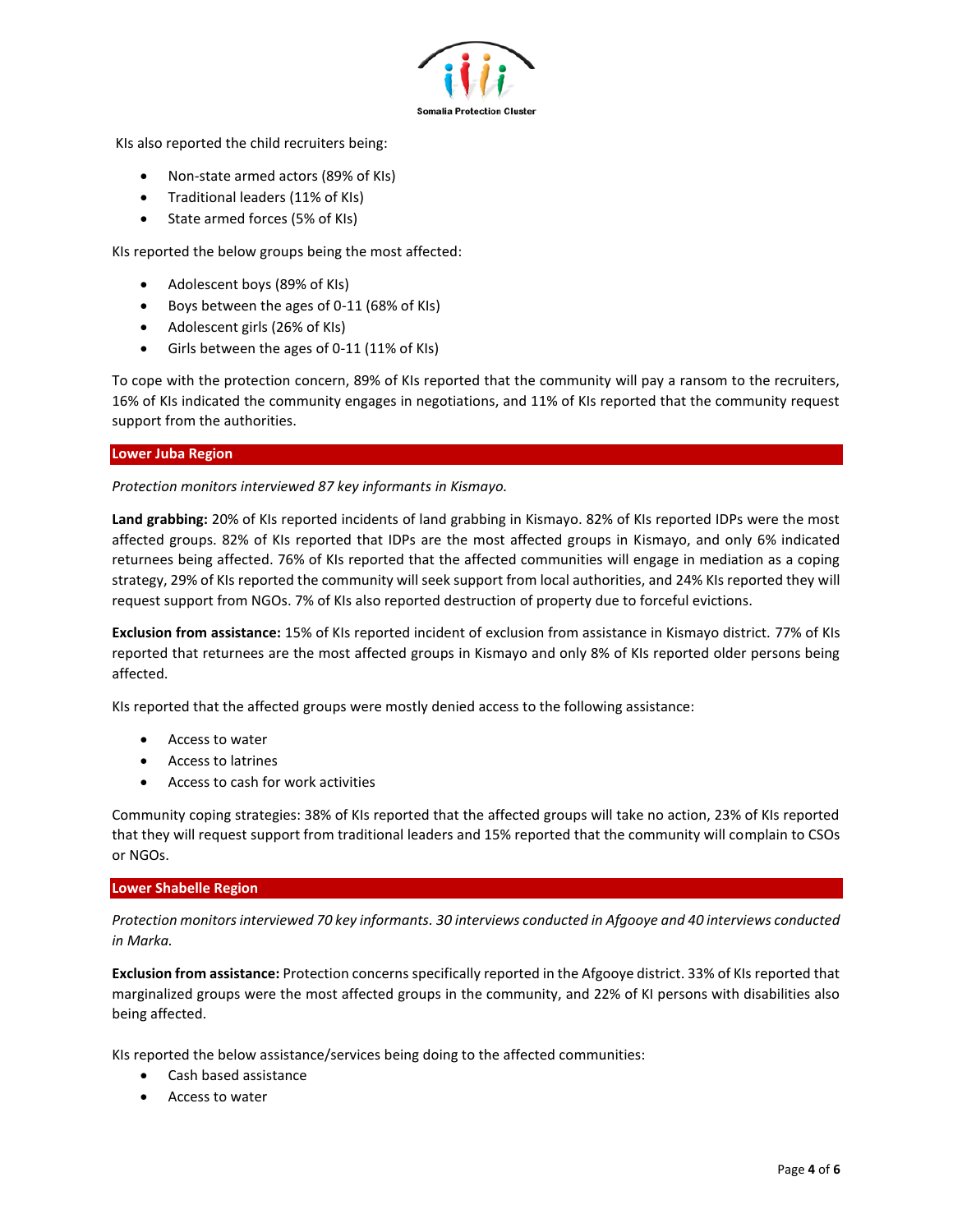KIs also reported the child recruiters being:

- Non-state armed actors (89% of KIs)
- Traditional leaders (11% of KIs)
- State armed forces (5% of KIs)

KIs reported the below groups being the most affected:

- Adolescent boys (89% of KIs)
- Boys between the ages of 0-11 (68% of KIs)
- Adolescent girls (26% of KIs)
- Girls between the ages of 0-11 (11% of KIs)

To cope with the protection concern, 89% of KIs reported that the community will pay a ransom to the recruiters, 16% of KIs indicated the community engages in negotiations, and 11% of KIs reported that the community request support from the authorities.

## Lower Juba Region

*Protection monitors interviewed 87 key informants in Kismayo.*

**Land grabbing:** 20% of KIs reported incidents of land grabbing in Kismayo. 82% of KIs reported IDPs were the most affected groups. 82% of KIs reported that IDPs are the most affected groups in Kismayo, and only 6% indicated returnees being affected. 76% of KIs reported that the affected communities will engage in mediation as a coping strategy, 29% of KIs reported the community will seek support from local authorities, and 24% KIs reported they will request support from NGOs. 7% of KIs also reported destruction of property due to forceful evictions.

**Exclusion from assistance:** 15% of KIs reported incident of exclusion from assistance in Kismayo district. 77% of KIs reported that returnees are the most affected groups in Kismayo and only 8% of KIs reported older persons being affected.

KIs reported that the affected groups were mostly denied access to the following assistance:

- Access to water
- Access to latrines
- Access to cash for work activities

Community coping strategies: 38% of KIs reported that the affected groups will take no action, 23% of KIs reported that they will request support from traditional leaders and 15% reported that the community will complain to CSOs or NGOs.

## Lower Shabelle Region

*Protection monitors interviewed 70 key informants. 30 interviews conducted in Afgooye and 40 interviews conducted in Marka.*

**Exclusion from assistance:** Protection concerns specifically reported in the Afgooye district. 33% of KIs reported that marginalized groups were the most affected groups in the community, and 22% of KI persons with disabilities also being affected.

KIs reported the below assistance/services being doing to the affected communities:

- Cash based assistance
- Access to water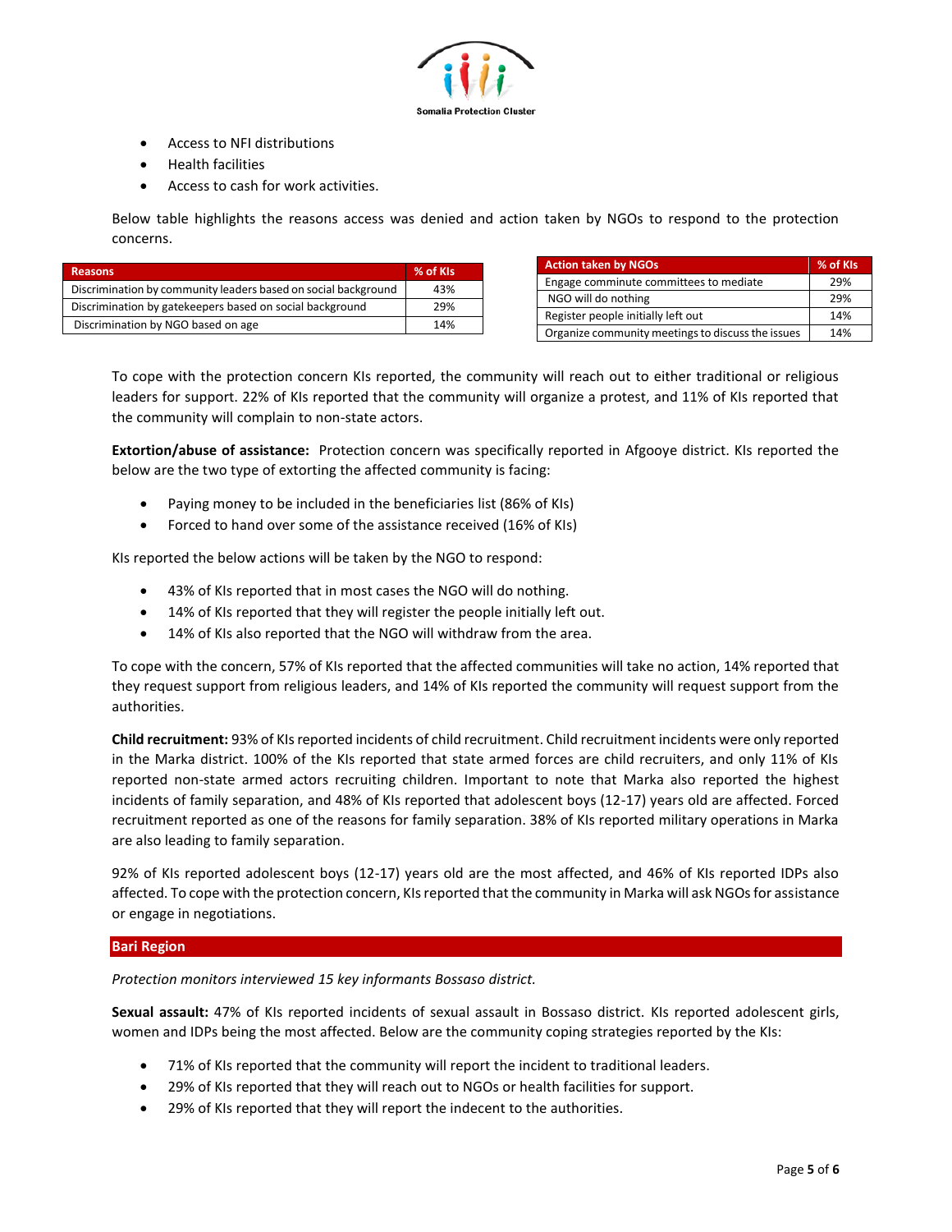- Access to NFI distributions
- Health facilities
- Access to cash for work activities.

Below table highlights the reasons access was denied and action taken by NGOs to respond to the protection concerns.

| Reasons | % of KIs |
|---|---|
| Discrimination by community leaders based on social background | 43% |
| Discrimination by gatekeepers based on social background | 29% |
| Discrimination by NGO based on age | 14% |

| Action taken by NGOs | % of KIs |
|---|---|
| Engage communite committees to mediate | 29% |
| NGO will do nothing | 29% |
| Register people initially left out | 14% |
| Organize community meetings to discuss the issues | 14% |

To cope with the protection concern KIs reported, the community will reach out to either traditional or religious leaders for support. 22% of KIs reported that the community will organize a protest, and 11% of KIs reported that the community will complain to non-state actors.

**Extortion/abuse of assistance:** Protection concern was specifically reported in Afgooye district. KIs reported the below are the two type of extorting the affected community is facing:

- Paying money to be included in the beneficiaries list (86% of KIs)
- Forced to hand over some of the assistance received (16% of KIs)

KIs reported the below actions will be taken by the NGO to respond:

- 43% of KIs reported that in most cases the NGO will do nothing.
- 14% of KIs reported that they will register the people initially left out.
- 14% of KIs also reported that the NGO will withdraw from the area.

To cope with the concern, 57% of KIs reported that the affected communities will take no action, 14% reported that they request support from religious leaders, and 14% of KIs reported the community will request support from the authorities.

**Child recruitment:** 93% of KIs reported incidents of child recruitment. Child recruitment incidents were only reported in the Marka district. 100% of the KIs reported that state armed forces are child recruiters, and only 11% of KIs reported non-state armed actors recruiting children. Important to note that Marka also reported the highest incidents of family separation, and 48% of KIs reported that adolescent boys (12-17) years old are affected. Forced recruitment reported as one of the reasons for family separation. 38% of KIs reported military operations in Marka are also leading to family separation.

92% of KIs reported adolescent boys (12-17) years old are the most affected, and 46% of KIs reported IDPs also affected. To cope with the protection concern, KIs reported that the community in Marka will ask NGOs for assistance or engage in negotiations.

## Bari Region

*Protection monitors interviewed 15 key informants Bossaso district.*

**Sexual assault:** 47% of KIs reported incidents of sexual assault in Bossaso district. KIs reported adolescent girls, women and IDPs being the most affected. Below are the community coping strategies reported by the KIs:

- 71% of KIs reported that the community will report the incident to traditional leaders.
- 29% of KIs reported that they will reach out to NGOs or health facilities for support.
- 29% of KIs reported that they will report the indecent to the authorities.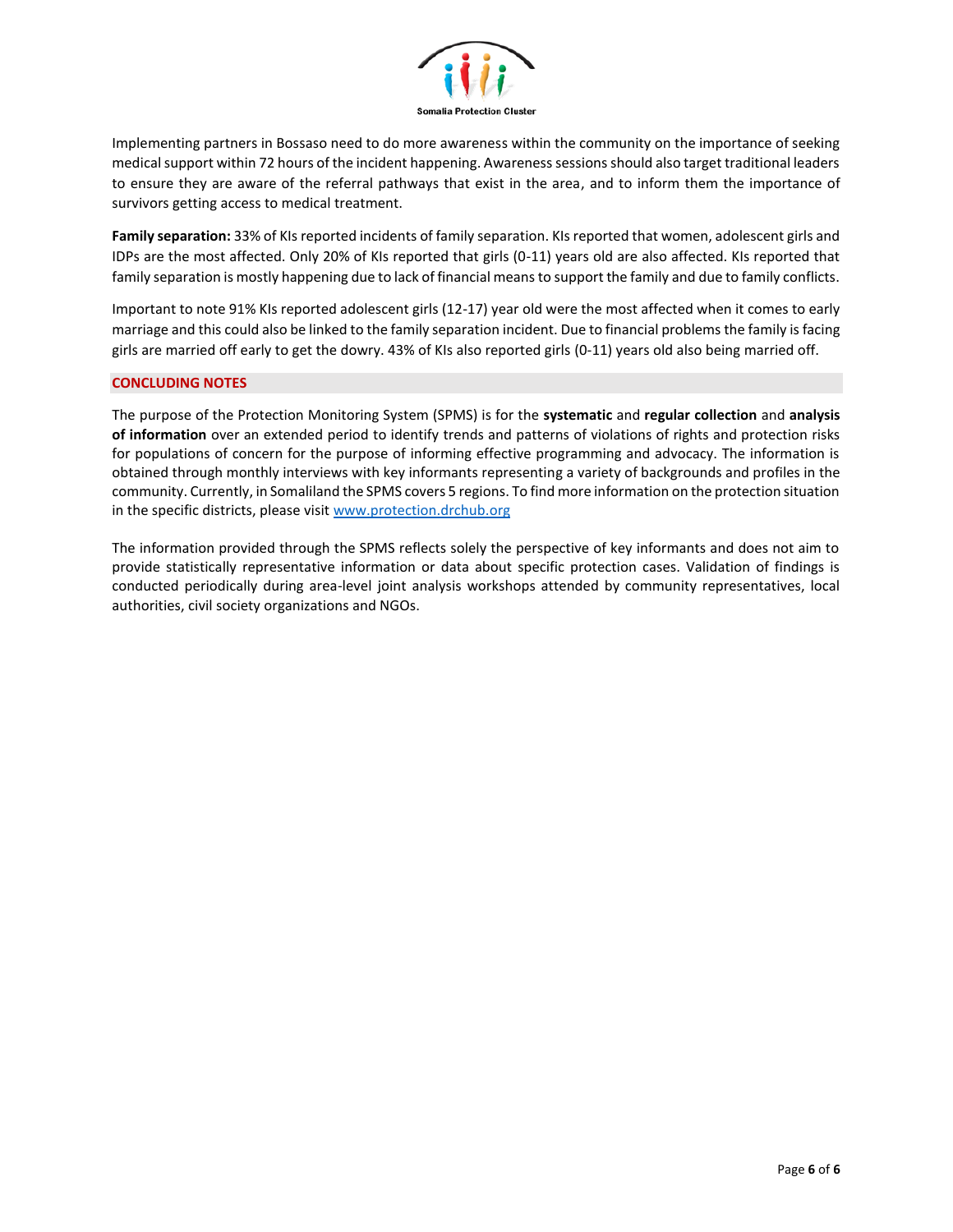Implementing partners in Bossaso need to do more awareness within the community on the importance of seeking medical support within 72 hours of the incident happening. Awareness sessions should also target traditional leaders to ensure they are aware of the referral pathways that exist in the area, and to inform them the importance of survivors getting access to medical treatment.

**Family separation:** 33% of KIs reported incidents of family separation. KIs reported that women, adolescent girls and IDPs are the most affected. Only 20% of KIs reported that girls (0-11) years old are also affected. KIs reported that family separation is mostly happening due to lack of financial means to support the family and due to family conflicts.

Important to note 91% KIs reported adolescent girls (12-17) year old were the most affected when it comes to early marriage and this could also be linked to the family separation incident. Due to financial problems the family is facing girls are married off early to get the dowry. 43% of KIs also reported girls (0-11) years old also being married off.

## CONCLUDING NOTES

The purpose of the Protection Monitoring System (SPMS) is for the **systematic** and **regular collection** and **analysis of information** over an extended period to identify trends and patterns of violations of rights and protection risks for populations of concern for the purpose of informing effective programming and advocacy. The information is obtained through monthly interviews with key informants representing a variety of backgrounds and profiles in the community. Currently, in Somaliland the SPMS covers 5 regions. To find more information on the protection situation in the specific districts, please visit [www.protection.drchub.org](http://www.protection.drchub.org)

The information provided through the SPMS reflects solely the perspective of key informants and does not aim to provide statistically representative information or data about specific protection cases. Validation of findings is conducted periodically during area-level joint analysis workshops attended by community representatives, local authorities, civil society organizations and NGOs.